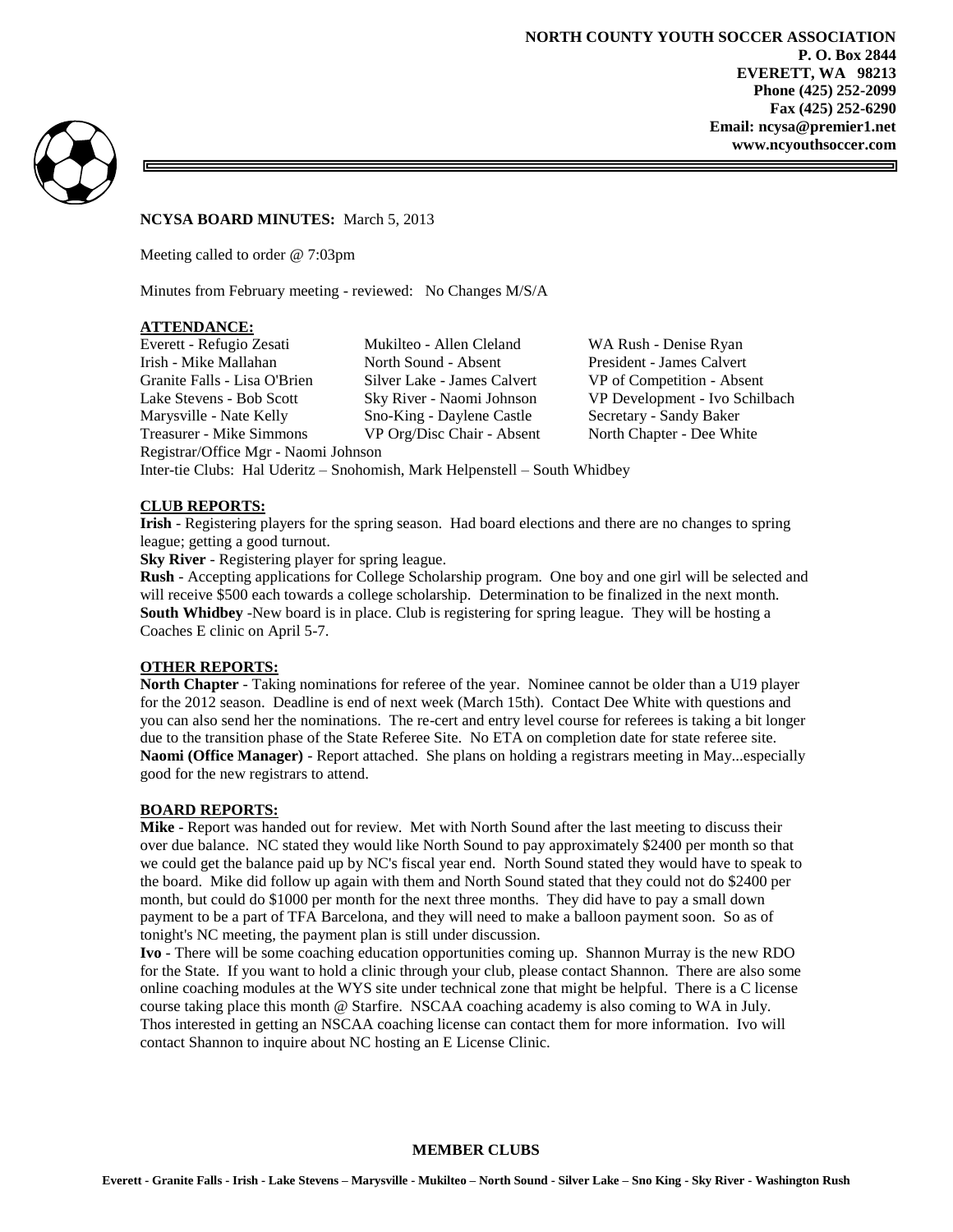**NORTH COUNTY YOUTH SOCCER ASSOCIATION**
**P. O. Box 2844**
**EVERETT, WA 98213**
**Phone (425) 252-2099**
**Fax (425) 252-6290**
**Email: ncysa@premier1.net**
**www.ncyouthsoccer.com**

**NCYSA BOARD MINUTES:** March 5, 2013

Meeting called to order @ 7:03pm

Minutes from February meeting - reviewed: No Changes M/S/A

## ATTENDANCE:

| | | |
|---|---|---|
| Everett - Refugio Zesati | Mukilteo - Allen Cleland | WA Rush - Denise Ryan |
| Irish - Mike Mallahan | North Sound - Absent | President - James Calvert |
| Granite Falls - Lisa O'Brien | Silver Lake - James Calvert | VP of Competition - Absent |
| Lake Stevens - Bob Scott | Sky River - Naomi Johnson | VP Development - Ivo Schilbach |
| Marysville - Nate Kelly | Sno-King - Daylene Castle | Secretary - Sandy Baker |
| Treasurer - Mike Simmons | VP Org/Disc Chair - Absent | North Chapter - Dee White |

Registrar/Office Mgr - Naomi Johnson

Inter-tie Clubs: Hal Uderitz – Snohomish, Mark Helpenstell – South Whidbey

## CLUB REPORTS:

**Irish** - Registering players for the spring season. Had board elections and there are no changes to spring league; getting a good turnout.

**Sky River** - Registering player for spring league.

**Rush** - Accepting applications for College Scholarship program. One boy and one girl will be selected and will receive $500 each towards a college scholarship. Determination to be finalized in the next month.

**South Whidbey** -New board is in place. Club is registering for spring league. They will be hosting a Coaches E clinic on April 5-7.

## OTHER REPORTS:

**North Chapter** - Taking nominations for referee of the year. Nominee cannot be older than a U19 player for the 2012 season. Deadline is end of next week (March 15th). Contact Dee White with questions and you can also send her the nominations. The re-cert and entry level course for referees is taking a bit longer due to the transition phase of the State Referee Site. No ETA on completion date for state referee site.

**Naomi (Office Manager)** - Report attached. She plans on holding a registrars meeting in May...especially good for the new registrars to attend.

## BOARD REPORTS:

**Mike** - Report was handed out for review. Met with North Sound after the last meeting to discuss their over due balance. NC stated they would like North Sound to pay approximately $2400 per month so that we could get the balance paid up by NC's fiscal year end. North Sound stated they would have to speak to the board. Mike did follow up again with them and North Sound stated that they could not do $2400 per month, but could do $1000 per month for the next three months. They did have to pay a small down payment to be a part of TFA Barcelona, and they will need to make a balloon payment soon. So as of tonight's NC meeting, the payment plan is still under discussion.

**Ivo** - There will be some coaching education opportunities coming up. Shannon Murray is the new RDO for the State. If you want to hold a clinic through your club, please contact Shannon. There are also some online coaching modules at the WYS site under technical zone that might be helpful. There is a C license course taking place this month @ Starfire. NSCAA coaching academy is also coming to WA in July. Thos interested in getting an NSCAA coaching license can contact them for more information. Ivo will contact Shannon to inquire about NC hosting an E License Clinic.

**MEMBER CLUBS**

**Everett - Granite Falls - Irish - Lake Stevens – Marysville - Mukilteo – North Sound - Silver Lake – Sno King - Sky River - Washington Rush**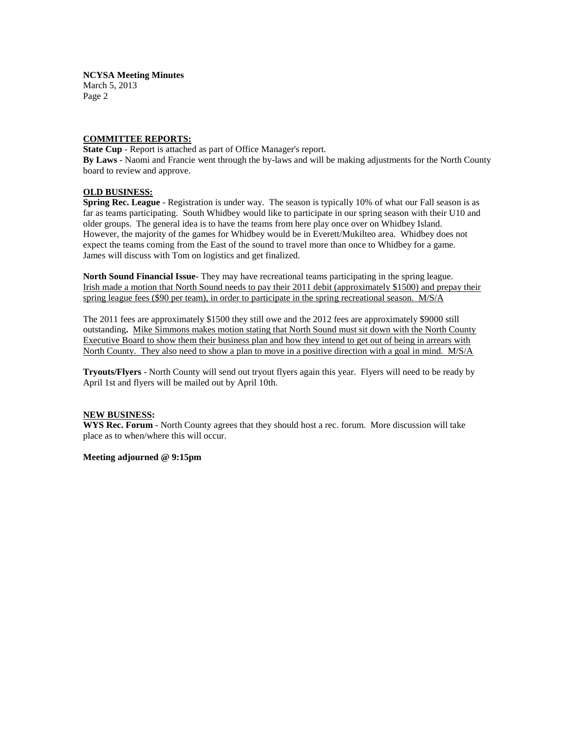**COMMITTEE REPORTS:**

**State Cup** - Report is attached as part of Office Manager's report.

**By Laws** - Naomi and Francie went through the by-laws and will be making adjustments for the North County board to review and approve.

**OLD BUSINESS:**

**Spring Rec. League** - Registration is under way. The season is typically 10% of what our Fall season is as far as teams participating. South Whidbey would like to participate in our spring season with their U10 and older groups. The general idea is to have the teams from here play once over on Whidbey Island. However, the majority of the games for Whidbey would be in Everett/Mukilteo area. Whidbey does not expect the teams coming from the East of the sound to travel more than once to Whidbey for a game. James will discuss with Tom on logistics and get finalized.

**North Sound Financial Issue**- They may have recreational teams participating in the spring league. <u>Irish made a motion that North Sound needs to pay their 2011 debit (approximately $1500) and prepay their spring league fees ($90 per team), in order to participate in the spring recreational season. M/S/A</u>

The 2011 fees are approximately $1500 they still owe and the 2012 fees are approximately $9000 still outstanding**.** <u>Mike Simmons makes motion stating that North Sound must sit down with the North County Executive Board to show them their business plan and how they intend to get out of being in arrears with North County. They also need to show a plan to move in a positive direction with a goal in mind. M/S/A</u>

**Tryouts/Flyers** - North County will send out tryout flyers again this year. Flyers will need to be ready by April 1st and flyers will be mailed out by April 10th.

**NEW BUSINESS:**

**WYS Rec. Forum** - North County agrees that they should host a rec. forum. More discussion will take place as to when/where this will occur.

**Meeting adjourned @ 9:15pm**